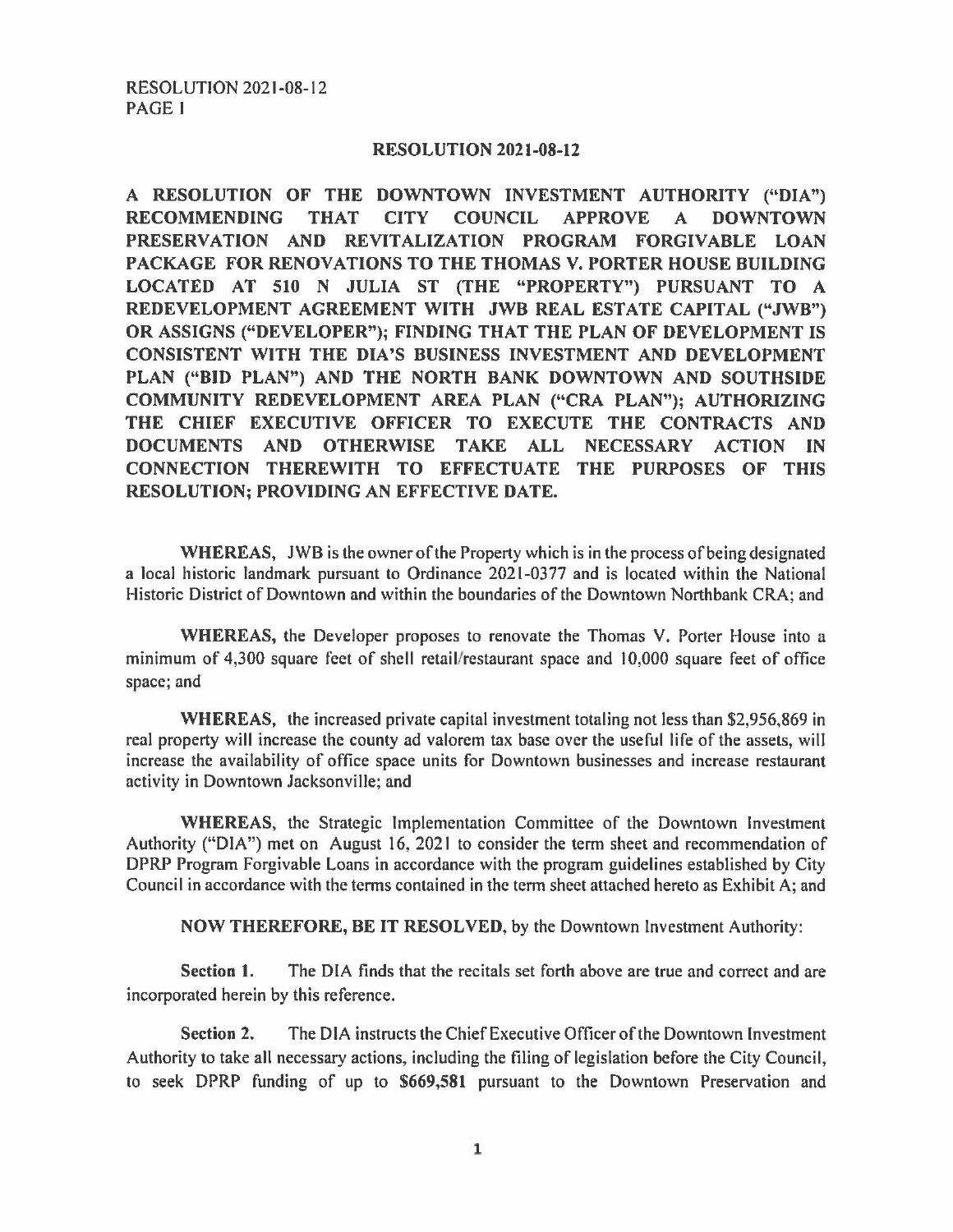# RESOLUTION 2021-08-12

**A RESOLUTION OF THE DOWNTOWN INVESTMENT AUTHORITY ("DIA") RECOMMENDING THAT CITY COUNCIL APPROVE A DOWNTOWN PRESERVATION AND REVITALIZATION PROGRAM FORGIVABLE LOAN PACKAGE FOR RENOVATIONS TO THE THOMAS V. PORTER HOUSE BUILDING LOCATED AT 510 N JULIA ST (THE "PROPERTY") PURSUANT TO A REDEVELOPMENT AGREEMENT WITH JWB REAL ESTATE CAPITAL ("JWB") OR ASSIGNS ("DEVELOPER"); FINDING THAT THE PLAN OF DEVELOPMENT IS CONSISTENT WITH THE DIA'S BUSINESS INVESTMENT AND DEVELOPMENT PLAN ("BID PLAN") AND THE NORTH BANK DOWNTOWN AND SOUTHSIDE COMMUNITY REDEVELOPMENT AREA PLAN ("CRA PLAN"); AUTHORIZING THE CHIEF EXECUTIVE OFFICER TO EXECUTE THE CONTRACTS AND DOCUMENTS AND OTHERWISE TAKE ALL NECESSARY ACTION IN CONNECTION THEREWITH TO EFFECTUATE THE PURPOSES OF THIS RESOLUTION; PROVIDING AN EFFECTIVE DATE.**

**WHEREAS,** JWB is the owner of the Property which is in the process of being designated a local historic landmark pursuant to Ordinance 2021-0377 and is located within the National Historic District of Downtown and within the boundaries of the Downtown Northbank CRA; and

**WHEREAS,** the Developer proposes to renovate the Thomas V. Porter House into a minimum of 4,300 square feet of shell retail/restaurant space and 10,000 square feet of office space; and

**WHEREAS,** the increased private capital investment totaling not less than $2,956,869 in real property will increase the county ad valorem tax base over the useful life of the assets, will increase the availability of office space units for Downtown businesses and increase restaurant activity in Downtown Jacksonville; and

**WHEREAS,** the Strategic Implementation Committee of the Downtown Investment Authority ("DIA") met on August 16, 2021 to consider the term sheet and recommendation of DPRP Program Forgivable Loans in accordance with the program guidelines established by City Council in accordance with the terms contained in the term sheet attached hereto as Exhibit A; and

**NOW THEREFORE, BE IT RESOLVED,** by the Downtown Investment Authority:

**Section 1.** The DIA finds that the recitals set forth above are true and correct and are incorporated herein by this reference.

**Section 2.** The DIA instructs the Chief Executive Officer of the Downtown Investment Authority to take all necessary actions, including the filing of legislation before the City Council, to seek DPRP funding of up to **$669,581** pursuant to the Downtown Preservation and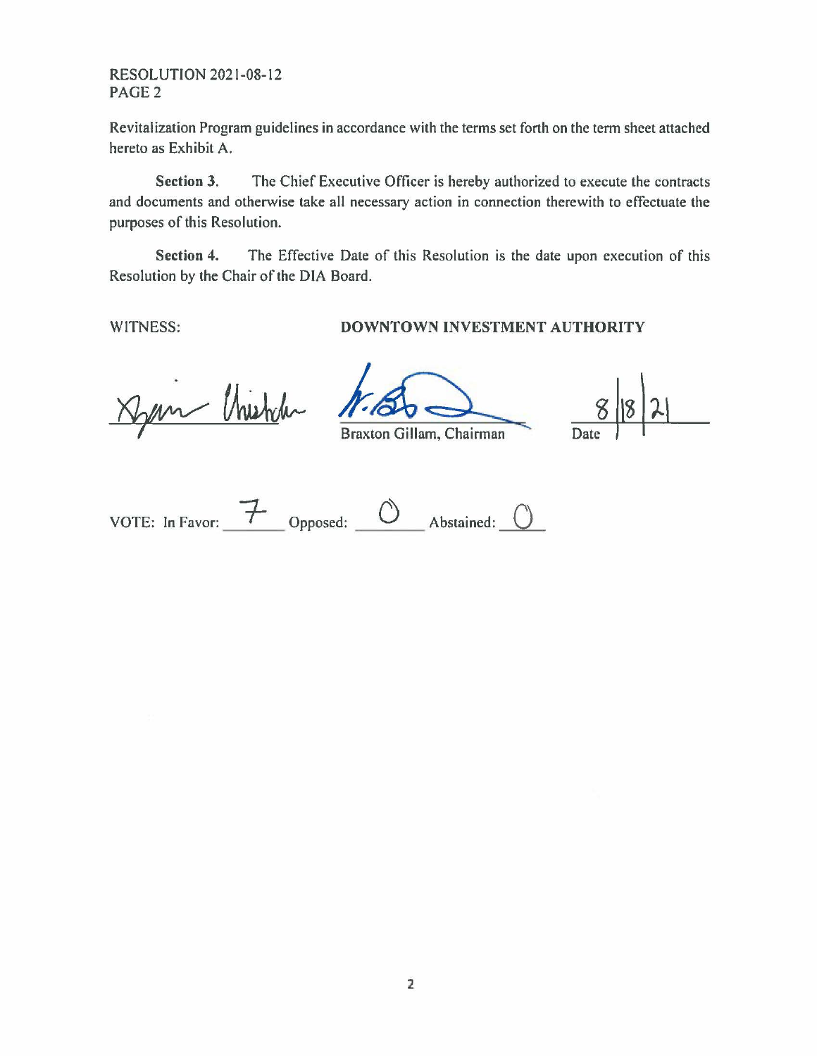RESOLUTION 2021-08-12
PAGE 2

Revitalization Program guidelines in accordance with the terms set forth on the term sheet attached hereto as Exhibit A.

**Section 3.** The Chief Executive Officer is hereby authorized to execute the contracts and documents and otherwise take all necessary action in connection therewith to effectuate the purposes of this Resolution.

**Section 4.** The Effective Date of this Resolution is the date upon execution of this Resolution by the Chair of the DIA Board.

WITNESS: **DOWNTOWN INVESTMENT AUTHORITY**

Braxton Gillam, Chairman

Date 8/18/21

VOTE: In Favor: 7 Opposed: 0 Abstained: 0